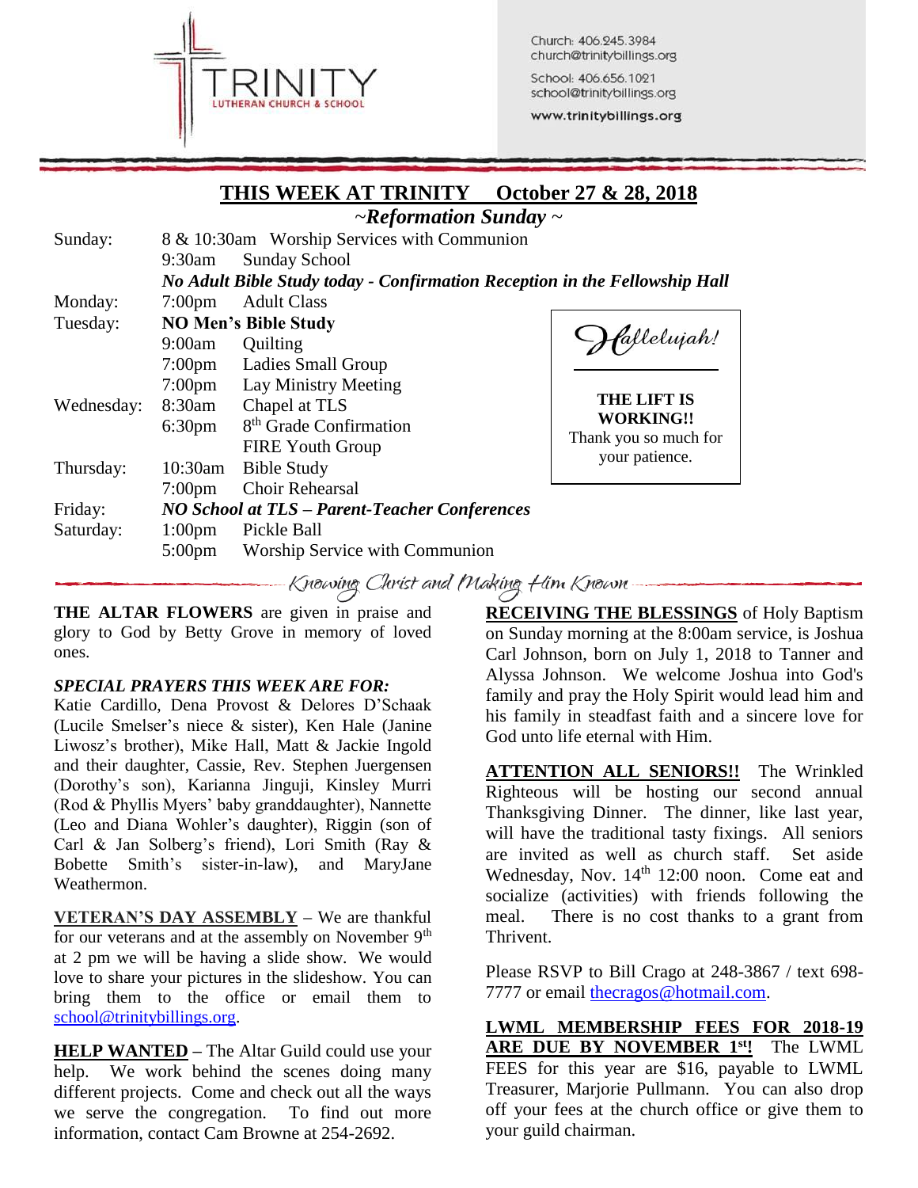TRINITY LUTHERAN CHURCH & SCHOOL

Church: 406.245.3984
church@trinitybillings.org

School: 406.656.1021
school@trinitybillings.org

www.trinitybillings.org

## THIS WEEK AT TRINITY October 27 & 28, 2018

### ~*Reformation Sunday* ~

| | | |
|---|---|---|
| Sunday: | 8 & 10:30am | Worship Services with Communion |
| | 9:30am | Sunday School |
| | ***No Adult Bible Study today - Confirmation Reception in the Fellowship Hall*** | |
| Monday: | 7:00pm | Adult Class |
| Tuesday: | **NO Men's Bible Study** | |
| | 9:00am | Quilting |
| | 7:00pm | Ladies Small Group |
| | 7:00pm | Lay Ministry Meeting |
| Wednesday: | 8:30am | Chapel at TLS |
| | 6:30pm | 8th Grade Confirmation |
| | | FIRE Youth Group |
| Thursday: | 10:30am | Bible Study |
| | 7:00pm | Choir Rehearsal |
| Friday: | ***NO School at TLS – Parent-Teacher Conferences*** | |
| Saturday: | 1:00pm | Pickle Ball |
| | 5:00pm | Worship Service with Communion |

*Hallelujah!*

**THE LIFT IS WORKING!!**
Thank you so much for your patience.

*Knowing Christ and Making Him Known*

**THE ALTAR FLOWERS** are given in praise and glory to God by Betty Grove in memory of loved ones.

***SPECIAL PRAYERS THIS WEEK ARE FOR:***
Katie Cardillo, Dena Provost & Delores D'Schaak (Lucile Smelser's niece & sister), Ken Hale (Janine Liwosz's brother), Mike Hall, Matt & Jackie Ingold and their daughter, Cassie, Rev. Stephen Juergensen (Dorothy's son), Karianna Jinguji, Kinsley Murri (Rod & Phyllis Myers' baby granddaughter), Nannette (Leo and Diana Wohler's daughter), Riggin (son of Carl & Jan Solberg's friend), Lori Smith (Ray & Bobette Smith's sister-in-law), and MaryJane Weathermon.

**VETERAN'S DAY ASSEMBLY** – We are thankful for our veterans and at the assembly on November 9th at 2 pm we will be having a slide show. We would love to share your pictures in the slideshow. You can bring them to the office or email them to school@trinitybillings.org.

**HELP WANTED** – The Altar Guild could use your help. We work behind the scenes doing many different projects. Come and check out all the ways we serve the congregation. To find out more information, contact Cam Browne at 254-2692.

**RECEIVING THE BLESSINGS** of Holy Baptism on Sunday morning at the 8:00am service, is Joshua Carl Johnson, born on July 1, 2018 to Tanner and Alyssa Johnson. We welcome Joshua into God's family and pray the Holy Spirit would lead him and his family in steadfast faith and a sincere love for God unto life eternal with Him.

**ATTENTION ALL SENIORS!!** The Wrinkled Righteous will be hosting our second annual Thanksgiving Dinner. The dinner, like last year, will have the traditional tasty fixings. All seniors are invited as well as church staff. Set aside Wednesday, Nov. 14th 12:00 noon. Come eat and socialize (activities) with friends following the meal. There is no cost thanks to a grant from Thrivent.

Please RSVP to Bill Crago at 248-3867 / text 698-7777 or email thecragos@hotmail.com.

**LWML MEMBERSHIP FEES FOR 2018-19 ARE DUE BY NOVEMBER 1st!** The LWML FEES for this year are $16, payable to LWML Treasurer, Marjorie Pullmann. You can also drop off your fees at the church office or give them to your guild chairman.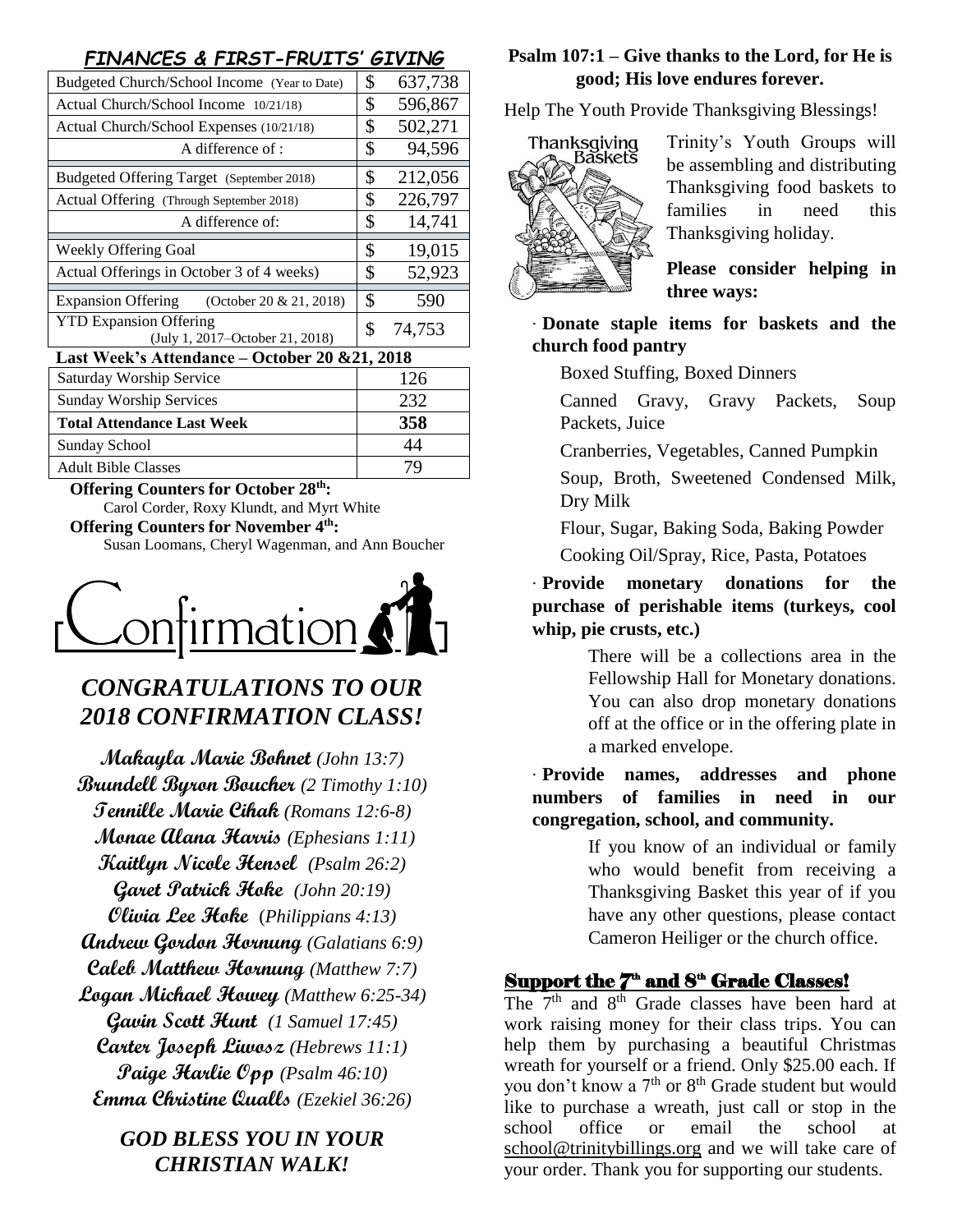## FINANCES & FIRST-FRUITS' GIVING

| | |
|---|---|
| Budgeted Church/School Income (Year to Date) | $ 637,738 |
| Actual Church/School Income 10/21/18) | $ 596,867 |
| Actual Church/School Expenses (10/21/18) | $ 502,271 |
| A difference of : | $ 94,596 |
| Budgeted Offering Target (September 2018) | $ 212,056 |
| Actual Offering (Through September 2018) | $ 226,797 |
| A difference of: | $ 14,741 |
| Weekly Offering Goal | $ 19,015 |
| Actual Offerings in October 3 of 4 weeks) | $ 52,923 |
| Expansion Offering (October 20 & 21, 2018) | $ 590 |
| YTD Expansion Offering (July 1, 2017–October 21, 2018) | $ 74,753 |

**Last Week's Attendance – October 20 &21, 2018**

| | |
|---|---|
| Saturday Worship Service | 126 |
| Sunday Worship Services | 232 |
| **Total Attendance Last Week** | **358** |
| Sunday School | 44 |
| Adult Bible Classes | 79 |

**Offering Counters for October 28th:**
Carol Corder, Roxy Klundt, and Myrt White

**Offering Counters for November 4th:**
Susan Loomans, Cheryl Wagenman, and Ann Boucher

# Confirmation

## *CONGRATULATIONS TO OUR 2018 CONFIRMATION CLASS!*

**Makayla Marie Bohnet** *(John 13:7)*
**Brundell Byron Boucher** *(2 Timothy 1:10)*
**Tennille Marie Cihak** *(Romans 12:6-8)*
**Monae Alana Harris** *(Ephesians 1:11)*
**Kaitlyn Nicole Hensel** *(Psalm 26:2)*
**Garet Patrick Hoke** *(John 20:19)*
**Olivia Lee Hoke** *(Philippians 4:13)*
**Andrew Gordon Hornung** *(Galatians 6:9)*
**Caleb Matthew Hornung** *(Matthew 7:7)*
**Logan Michael Howey** *(Matthew 6:25-34)*
**Gavin Scott Hunt** *(1 Samuel 17:45)*
**Carter Joseph Liwosz** *(Hebrews 11:1)*
**Paige Harlie Opp** *(Psalm 46:10)*
**Emma Christine Qualls** *(Ezekiel 36:26)*

### *GOD BLESS YOU IN YOUR CHRISTIAN WALK!*

**Psalm 107:1 – Give thanks to the Lord, for He is good; His love endures forever.**

Help The Youth Provide Thanksgiving Blessings!

Thanksgiving Baskets

Trinity's Youth Groups will be assembling and distributing Thanksgiving food baskets to families in need this Thanksgiving holiday.

**Please consider helping in three ways:**

· **Donate staple items for baskets and the church food pantry**

Boxed Stuffing, Boxed Dinners

Canned Gravy, Gravy Packets, Soup Packets, Juice

Cranberries, Vegetables, Canned Pumpkin

Soup, Broth, Sweetened Condensed Milk, Dry Milk

Flour, Sugar, Baking Soda, Baking Powder

Cooking Oil/Spray, Rice, Pasta, Potatoes

· **Provide monetary donations for the purchase of perishable items (turkeys, cool whip, pie crusts, etc.)**

There will be a collections area in the Fellowship Hall for Monetary donations. You can also drop monetary donations off at the office or in the offering plate in a marked envelope.

· **Provide names, addresses and phone numbers of families in need in our congregation, school, and community.**

If you know of an individual or family who would benefit from receiving a Thanksgiving Basket this year of if you have any other questions, please contact Cameron Heiliger or the church office.

## Support the 7th and 8th Grade Classes!

The 7th and 8th Grade classes have been hard at work raising money for their class trips. You can help them by purchasing a beautiful Christmas wreath for yourself or a friend. Only $25.00 each. If you don't know a 7th or 8th Grade student but would like to purchase a wreath, just call or stop in the school office or email the school at school@trinitybillings.org and we will take care of your order. Thank you for supporting our students.